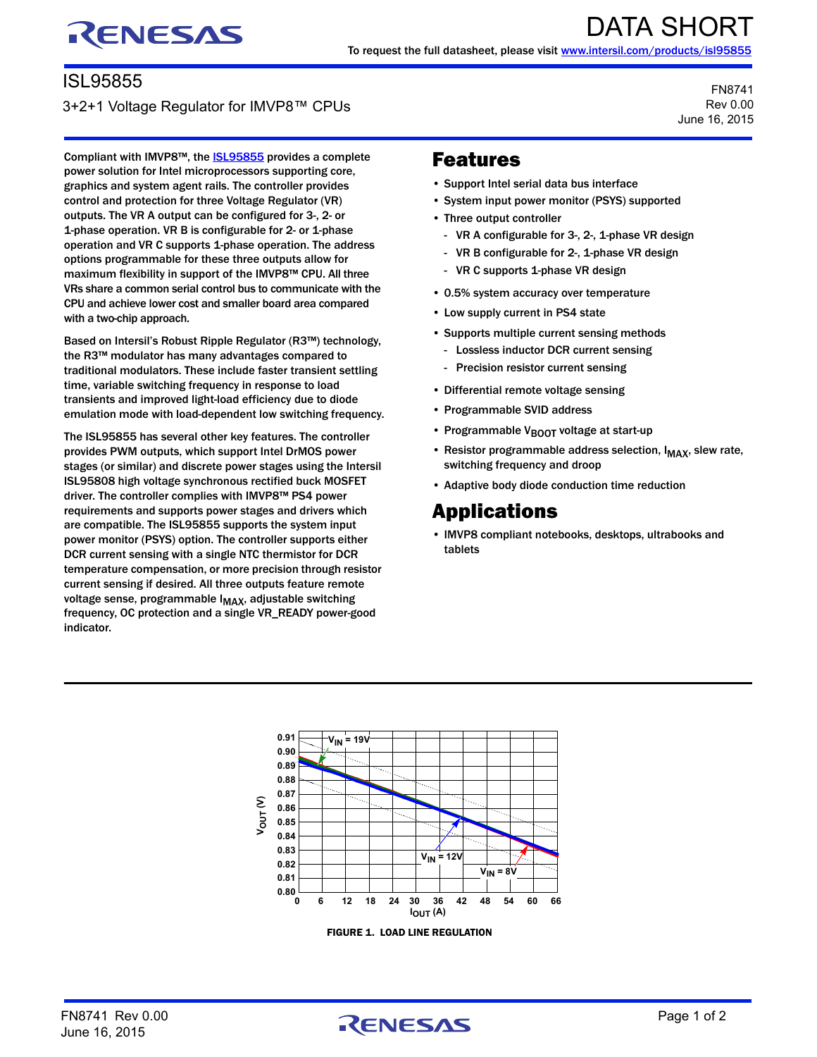# DATA SHORT

To request the full datasheet, please visit www.intersil.com/products/isl95855

## ISL95855

3+2+1 Voltage Regulator for IMVP8™ CPUs

FN8741
Rev 0.00
June 16, 2015

Compliant with IMVP8™, the ISL95855 provides a complete power solution for Intel microprocessors supporting core, graphics and system agent rails. The controller provides control and protection for three Voltage Regulator (VR) outputs. The VR A output can be configured for 3-, 2- or 1-phase operation. VR B is configurable for 2- or 1-phase operation and VR C supports 1-phase operation. The address options programmable for these three outputs allow for maximum flexibility in support of the IMVP8™ CPU. All three VRs share a common serial control bus to communicate with the CPU and achieve lower cost and smaller board area compared with a two-chip approach.

Based on Intersil's Robust Ripple Regulator (R3™) technology, the R3™ modulator has many advantages compared to traditional modulators. These include faster transient settling time, variable switching frequency in response to load transients and improved light-load efficiency due to diode emulation mode with load-dependent low switching frequency.

The ISL95855 has several other key features. The controller provides PWM outputs, which support Intel DrMOS power stages (or similar) and discrete power stages using the Intersil ISL95808 high voltage synchronous rectified buck MOSFET driver. The controller complies with IMVP8™ PS4 power requirements and supports power stages and drivers which are compatible. The ISL95855 supports the system input power monitor (PSYS) option. The controller supports either DCR current sensing with a single NTC thermistor for DCR temperature compensation, or more precision through resistor current sensing if desired. All three outputs feature remote voltage sense, programmable $I_{MAX}$, adjustable switching frequency, OC protection and a single VR_READY power-good indicator.

## Features

- Support Intel serial data bus interface
- System input power monitor (PSYS) supported
- Three output controller
  - VR A configurable for 3-, 2-, 1-phase VR design
  - VR B configurable for 2-, 1-phase VR design
  - VR C supports 1-phase VR design
- 0.5% system accuracy over temperature
- Low supply current in PS4 state
- Supports multiple current sensing methods
  - Lossless inductor DCR current sensing
  - Precision resistor current sensing
- Differential remote voltage sensing
- Programmable SVID address
- Programmable $V_{BOOT}$ voltage at start-up
- Resistor programmable address selection, $I_{MAX}$, slew rate, switching frequency and droop
- Adaptive body diode conduction time reduction

## Applications

- IMVP8 compliant notebooks, desktops, ultrabooks and tablets

FIGURE 1. LOAD LINE REGULATION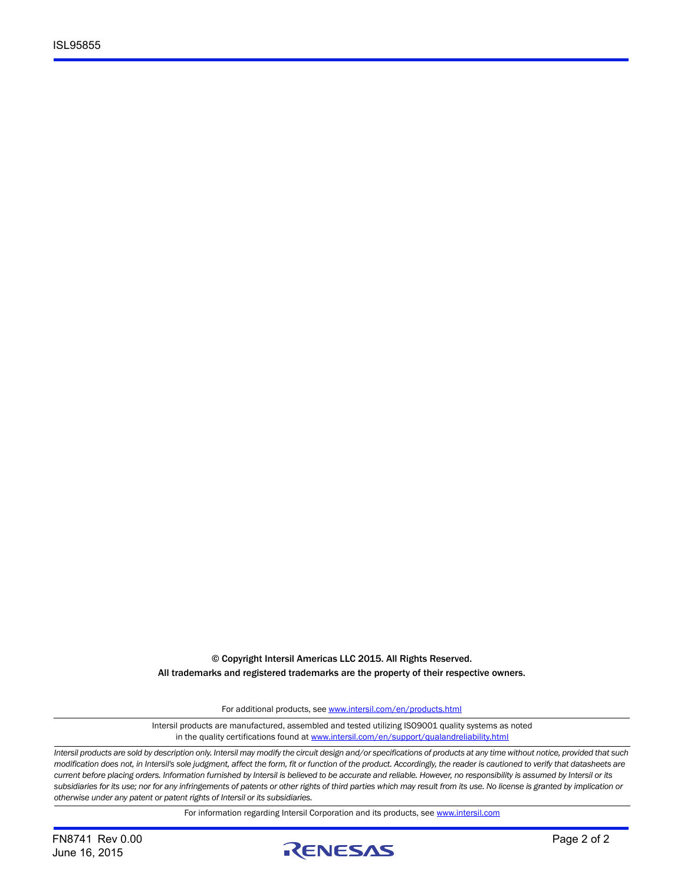**© Copyright Intersil Americas LLC 2015. All Rights Reserved.**
**All trademarks and registered trademarks are the property of their respective owners.**

For additional products, see www.intersil.com/en/products.html

Intersil products are manufactured, assembled and tested utilizing ISO9001 quality systems as noted in the quality certifications found at www.intersil.com/en/support/qualandreliability.html

*Intersil products are sold by description only. Intersil may modify the circuit design and/or specifications of products at any time without notice, provided that such modification does not, in Intersil's sole judgment, affect the form, fit or function of the product. Accordingly, the reader is cautioned to verify that datasheets are current before placing orders. Information furnished by Intersil is believed to be accurate and reliable. However, no responsibility is assumed by Intersil or its subsidiaries for its use; nor for any infringements of patents or other rights of third parties which may result from its use. No license is granted by implication or otherwise under any patent or patent rights of Intersil or its subsidiaries.*

For information regarding Intersil Corporation and its products, see www.intersil.com